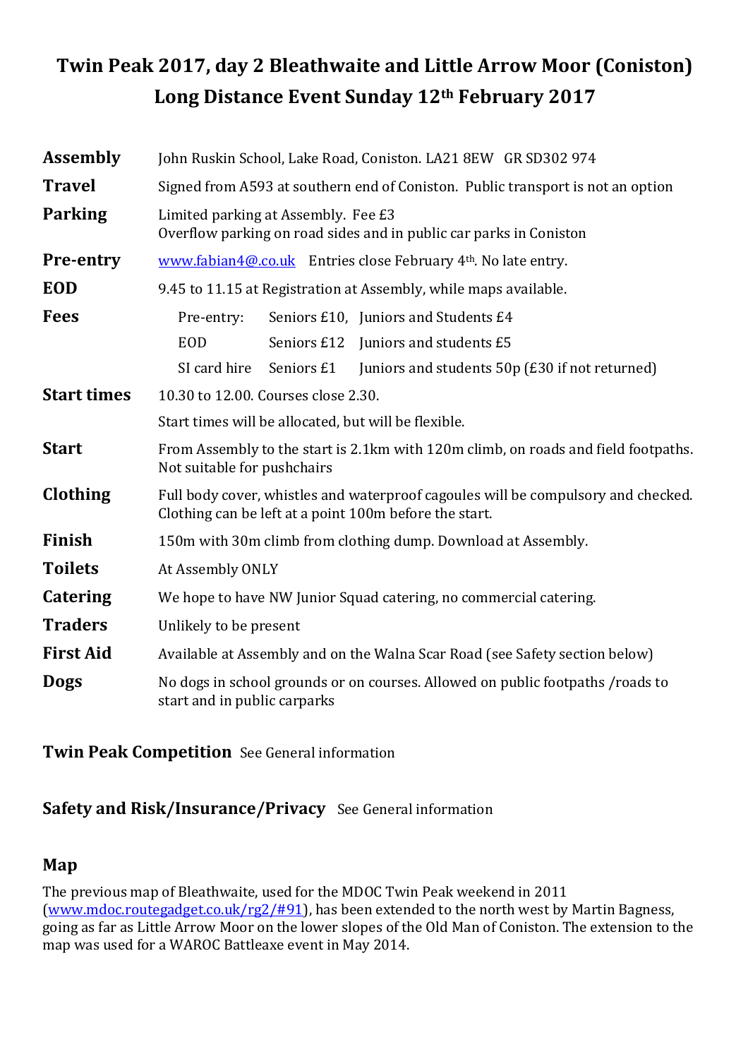# Twin Peak 2017, day 2 Bleathwaite and Little Arrow Moor (Coniston) Long Distance Event Sunday 12th February 2017

**Assembly** John Ruskin School, Lake Road, Coniston. LA21 8EW GR SD302 974

**Travel** Signed from A593 at southern end of Coniston. Public transport is not an option

**Parking** Limited parking at Assembly. Fee £3
Overflow parking on road sides and in public car parks in Coniston

**Pre-entry** www.fabian4@.co.uk Entries close February 4th. No late entry.

**EOD** 9.45 to 11.15 at Registration at Assembly, while maps available.

**Fees**

| | | |
|---|---|---|
| Pre-entry: | Seniors £10, | Juniors and Students £4 |
| EOD | Seniors £12 | Juniors and students £5 |
| SI card hire | Seniors £1 | Juniors and students 50p (£30 if not returned) |

**Start times** 10.30 to 12.00. Courses close 2.30.
Start times will be allocated, but will be flexible.

**Start** From Assembly to the start is 2.1km with 120m climb, on roads and field footpaths. Not suitable for pushchairs

**Clothing** Full body cover, whistles and waterproof cagoules will be compulsory and checked. Clothing can be left at a point 100m before the start.

**Finish** 150m with 30m climb from clothing dump. Download at Assembly.

**Toilets** At Assembly ONLY

**Catering** We hope to have NW Junior Squad catering, no commercial catering.

**Traders** Unlikely to be present

**First Aid** Available at Assembly and on the Walna Scar Road (see Safety section below)

**Dogs** No dogs in school grounds or on courses. Allowed on public footpaths /roads to start and in public carparks

**Twin Peak Competition** See General information

**Safety and Risk/Insurance/Privacy** See General information

## Map

The previous map of Bleathwaite, used for the MDOC Twin Peak weekend in 2011 (www.mdoc.routegadget.co.uk/rg2/#91), has been extended to the north west by Martin Bagness, going as far as Little Arrow Moor on the lower slopes of the Old Man of Coniston. The extension to the map was used for a WAROC Battleaxe event in May 2014.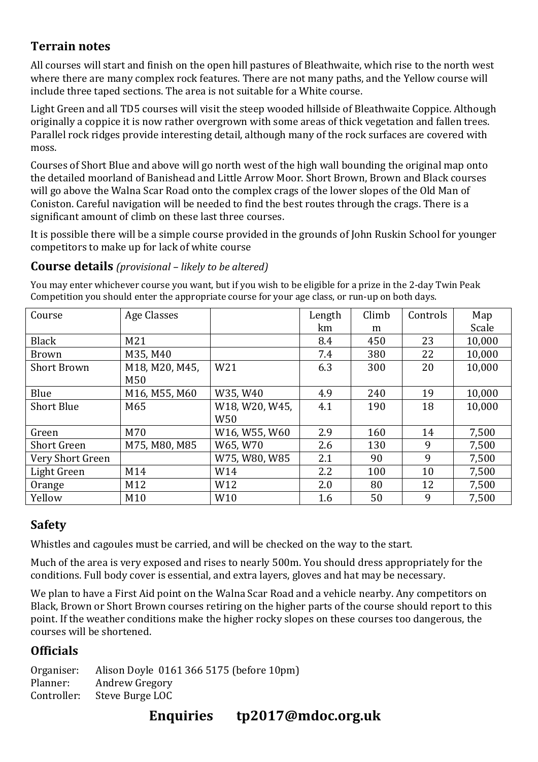## Terrain notes

All courses will start and finish on the open hill pastures of Bleathwaite, which rise to the north west where there are many complex rock features. There are not many paths, and the Yellow course will include three taped sections. The area is not suitable for a White course.

Light Green and all TD5 courses will visit the steep wooded hillside of Bleathwaite Coppice. Although originally a coppice it is now rather overgrown with some areas of thick vegetation and fallen trees. Parallel rock ridges provide interesting detail, although many of the rock surfaces are covered with moss.

Courses of Short Blue and above will go north west of the high wall bounding the original map onto the detailed moorland of Banishead and Little Arrow Moor. Short Brown, Brown and Black courses will go above the Walna Scar Road onto the complex crags of the lower slopes of the Old Man of Coniston. Careful navigation will be needed to find the best routes through the crags. There is a significant amount of climb on these last three courses.

It is possible there will be a simple course provided in the grounds of John Ruskin School for younger competitors to make up for lack of white course

## Course details *(provisional – likely to be altered)*

You may enter whichever course you want, but if you wish to be eligible for a prize in the 2-day Twin Peak Competition you should enter the appropriate course for your age class, or run-up on both days.

| Course | Age Classes | | Length km | Climb m | Controls | Map Scale |
|---|---|---|---|---|---|---|
| Black | M21 | | 8.4 | 450 | 23 | 10,000 |
| Brown | M35, M40 | | 7.4 | 380 | 22 | 10,000 |
| Short Brown | M18, M20, M45, M50 | W21 | 6.3 | 300 | 20 | 10,000 |
| Blue | M16, M55, M60 | W35, W40 | 4.9 | 240 | 19 | 10,000 |
| Short Blue | M65 | W18, W20, W45, W50 | 4.1 | 190 | 18 | 10,000 |
| Green | M70 | W16, W55, W60 | 2.9 | 160 | 14 | 7,500 |
| Short Green | M75, M80, M85 | W65, W70 | 2.6 | 130 | 9 | 7,500 |
| Very Short Green | | W75, W80, W85 | 2.1 | 90 | 9 | 7,500 |
| Light Green | M14 | W14 | 2.2 | 100 | 10 | 7,500 |
| Orange | M12 | W12 | 2.0 | 80 | 12 | 7,500 |
| Yellow | M10 | W10 | 1.6 | 50 | 9 | 7,500 |

## Safety

Whistles and cagoules must be carried, and will be checked on the way to the start.

Much of the area is very exposed and rises to nearly 500m. You should dress appropriately for the conditions. Full body cover is essential, and extra layers, gloves and hat may be necessary.

We plan to have a First Aid point on the Walna Scar Road and a vehicle nearby. Any competitors on Black, Brown or Short Brown courses retiring on the higher parts of the course should report to this point. If the weather conditions make the higher rocky slopes on these courses too dangerous, the courses will be shortened.

## Officials

Organiser: Alison Doyle 0161 366 5175 (before 10pm)
Planner: Andrew Gregory
Controller: Steve Burge LOC

**Enquiries tp2017@mdoc.org.uk**